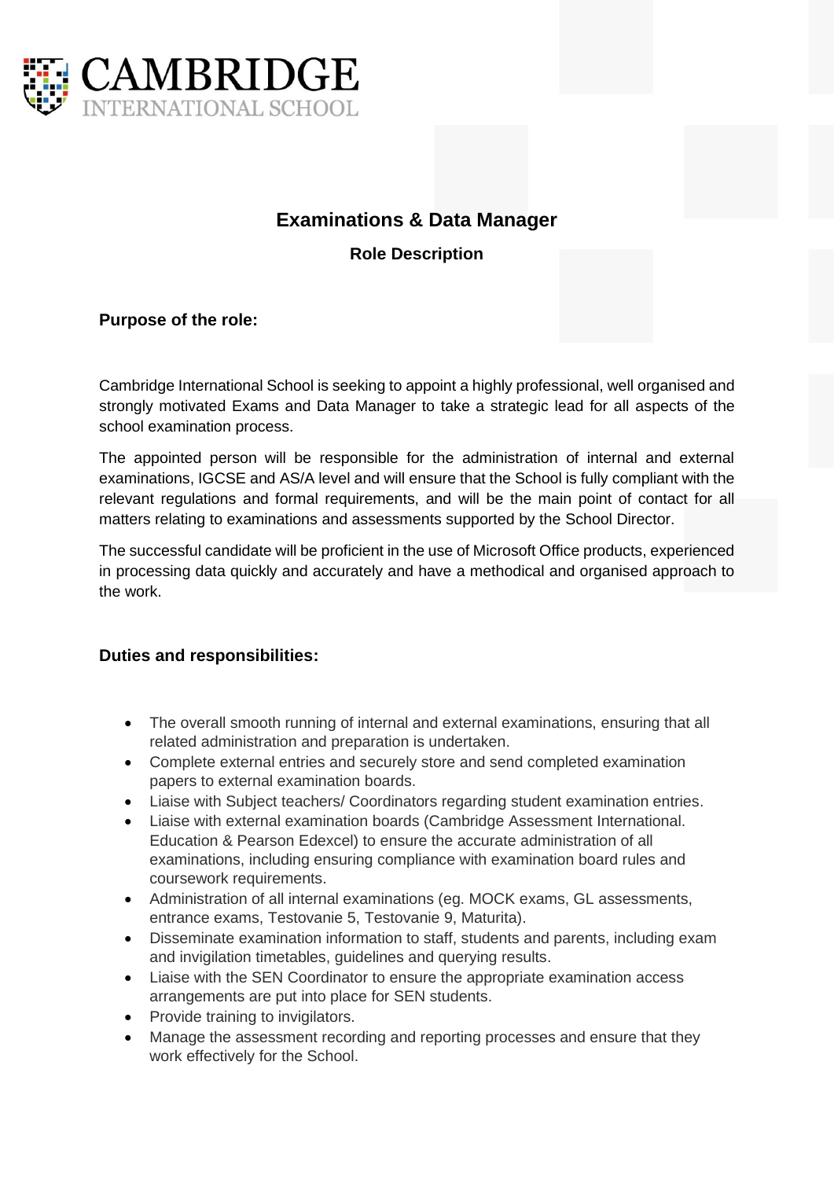CAMBRIDGE
INTERNATIONAL SCHOOL

# Examinations & Data Manager

## Role Description

### Purpose of the role:

Cambridge International School is seeking to appoint a highly professional, well organised and strongly motivated Exams and Data Manager to take a strategic lead for all aspects of the school examination process.

The appointed person will be responsible for the administration of internal and external examinations, IGCSE and AS/A level and will ensure that the School is fully compliant with the relevant regulations and formal requirements, and will be the main point of contact for all matters relating to examinations and assessments supported by the School Director.

The successful candidate will be proficient in the use of Microsoft Office products, experienced in processing data quickly and accurately and have a methodical and organised approach to the work.

### Duties and responsibilities:

- The overall smooth running of internal and external examinations, ensuring that all related administration and preparation is undertaken.
- Complete external entries and securely store and send completed examination papers to external examination boards.
- Liaise with Subject teachers/ Coordinators regarding student examination entries.
- Liaise with external examination boards (Cambridge Assessment International. Education & Pearson Edexcel) to ensure the accurate administration of all examinations, including ensuring compliance with examination board rules and coursework requirements.
- Administration of all internal examinations (eg. MOCK exams, GL assessments, entrance exams, Testovanie 5, Testovanie 9, Maturita).
- Disseminate examination information to staff, students and parents, including exam and invigilation timetables, guidelines and querying results.
- Liaise with the SEN Coordinator to ensure the appropriate examination access arrangements are put into place for SEN students.
- Provide training to invigilators.
- Manage the assessment recording and reporting processes and ensure that they work effectively for the School.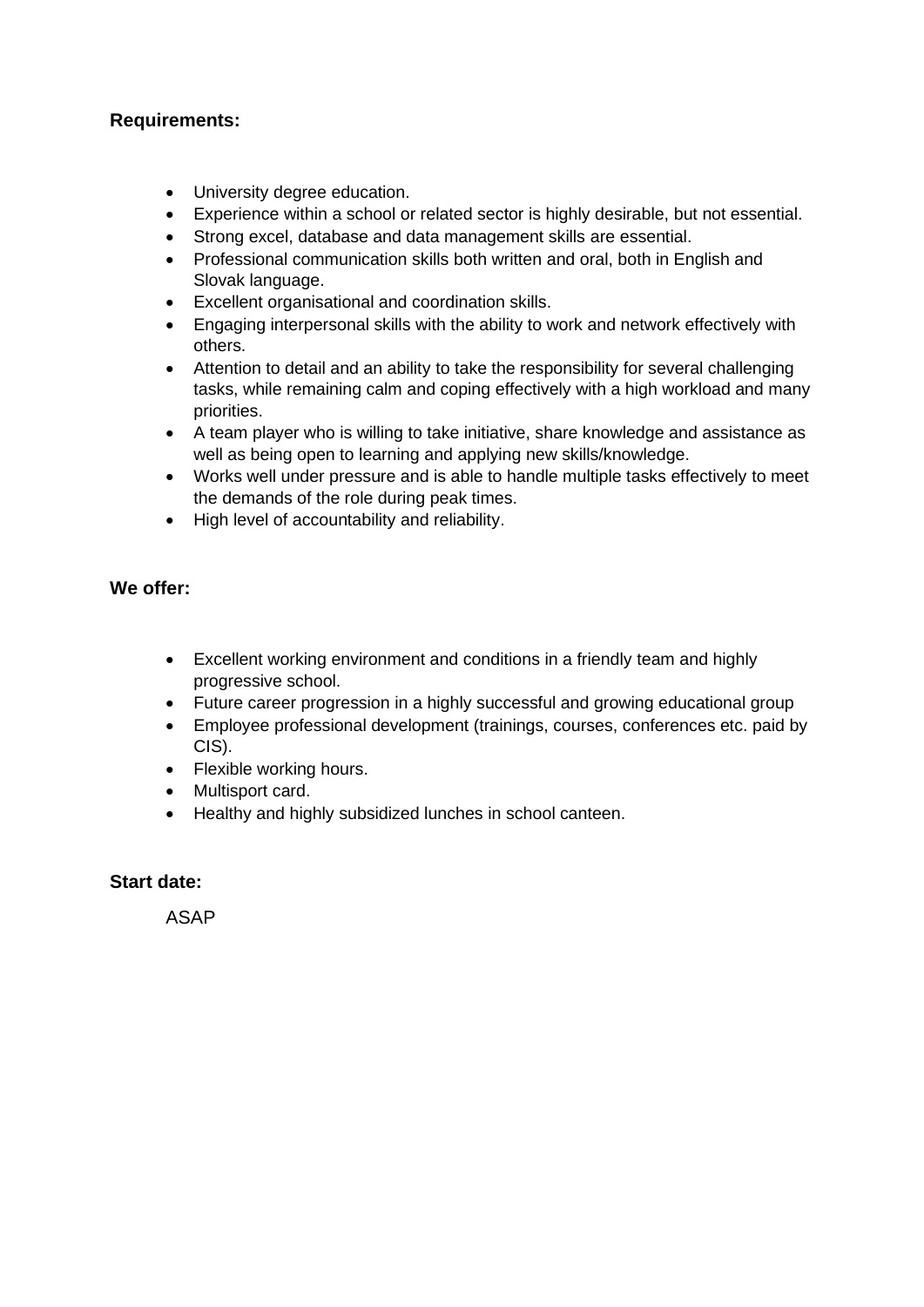**Requirements:**

- University degree education.
- Experience within a school or related sector is highly desirable, but not essential.
- Strong excel, database and data management skills are essential.
- Professional communication skills both written and oral, both in English and Slovak language.
- Excellent organisational and coordination skills.
- Engaging interpersonal skills with the ability to work and network effectively with others.
- Attention to detail and an ability to take the responsibility for several challenging tasks, while remaining calm and coping effectively with a high workload and many priorities.
- A team player who is willing to take initiative, share knowledge and assistance as well as being open to learning and applying new skills/knowledge.
- Works well under pressure and is able to handle multiple tasks effectively to meet the demands of the role during peak times.
- High level of accountability and reliability.

**We offer:**

- Excellent working environment and conditions in a friendly team and highly progressive school.
- Future career progression in a highly successful and growing educational group
- Employee professional development (trainings, courses, conferences etc. paid by CIS).
- Flexible working hours.
- Multisport card.
- Healthy and highly subsidized lunches in school canteen.

**Start date:**

ASAP